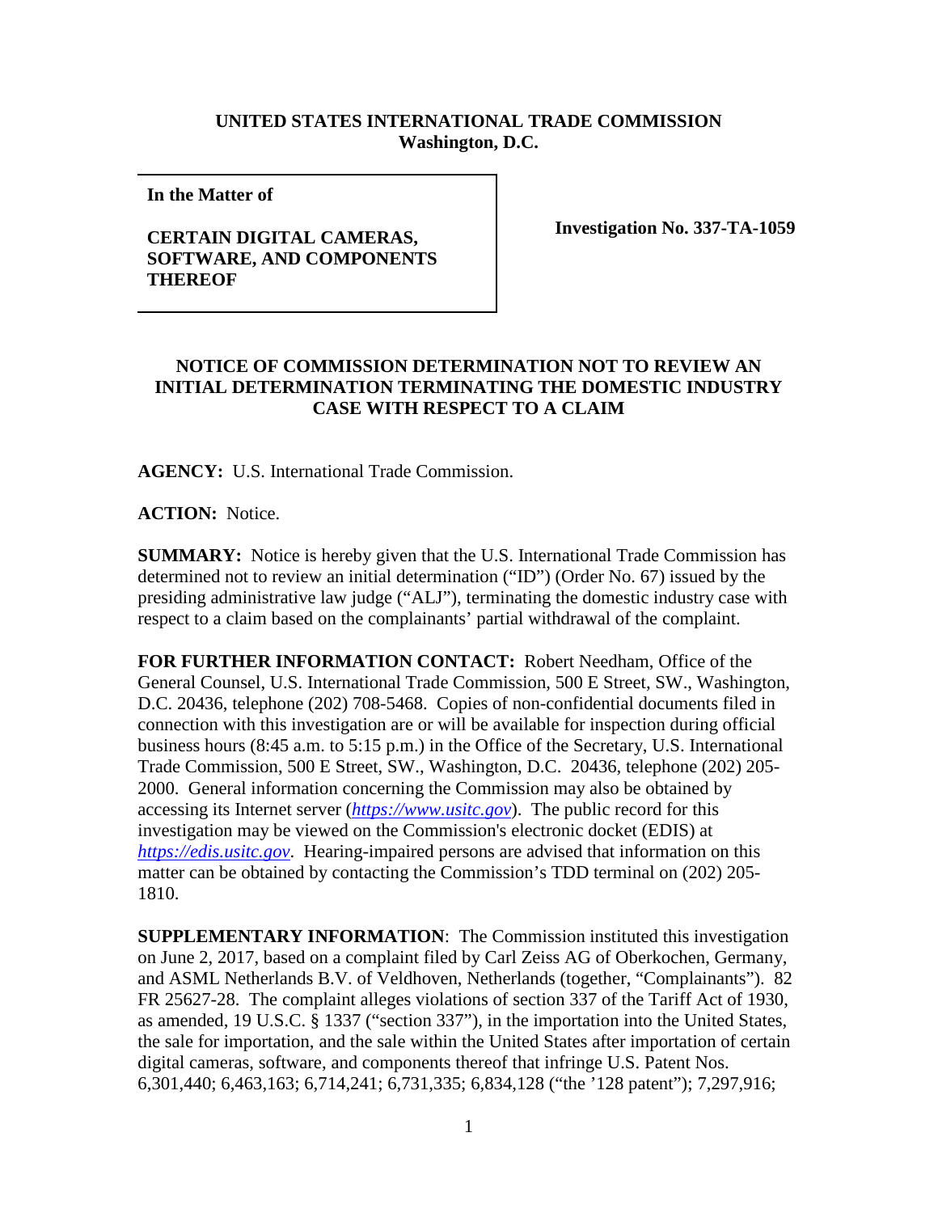**UNITED STATES INTERNATIONAL TRADE COMMISSION**
**Washington, D.C.**

| In the Matter of<br><br>**CERTAIN DIGITAL CAMERAS, SOFTWARE, AND COMPONENTS THEREOF** | **Investigation No. 337-TA-1059** |
|---|---|

**NOTICE OF COMMISSION DETERMINATION NOT TO REVIEW AN INITIAL DETERMINATION TERMINATING THE DOMESTIC INDUSTRY CASE WITH RESPECT TO A CLAIM**

**AGENCY:** U.S. International Trade Commission.

**ACTION:** Notice.

**SUMMARY:** Notice is hereby given that the U.S. International Trade Commission has determined not to review an initial determination ("ID") (Order No. 67) issued by the presiding administrative law judge ("ALJ"), terminating the domestic industry case with respect to a claim based on the complainants' partial withdrawal of the complaint.

**FOR FURTHER INFORMATION CONTACT:** Robert Needham, Office of the General Counsel, U.S. International Trade Commission, 500 E Street, SW., Washington, D.C. 20436, telephone (202) 708-5468. Copies of non-confidential documents filed in connection with this investigation are or will be available for inspection during official business hours (8:45 a.m. to 5:15 p.m.) in the Office of the Secretary, U.S. International Trade Commission, 500 E Street, SW., Washington, D.C. 20436, telephone (202) 205-2000. General information concerning the Commission may also be obtained by accessing its Internet server (*https://www.usitc.gov*). The public record for this investigation may be viewed on the Commission's electronic docket (EDIS) at *https://edis.usitc.gov*. Hearing-impaired persons are advised that information on this matter can be obtained by contacting the Commission's TDD terminal on (202) 205-1810.

**SUPPLEMENTARY INFORMATION**: The Commission instituted this investigation on June 2, 2017, based on a complaint filed by Carl Zeiss AG of Oberkochen, Germany, and ASML Netherlands B.V. of Veldhoven, Netherlands (together, "Complainants"). 82 FR 25627-28. The complaint alleges violations of section 337 of the Tariff Act of 1930, as amended, 19 U.S.C. § 1337 ("section 337"), in the importation into the United States, the sale for importation, and the sale within the United States after importation of certain digital cameras, software, and components thereof that infringe U.S. Patent Nos. 6,301,440; 6,463,163; 6,714,241; 6,731,335; 6,834,128 ("the '128 patent"); 7,297,916;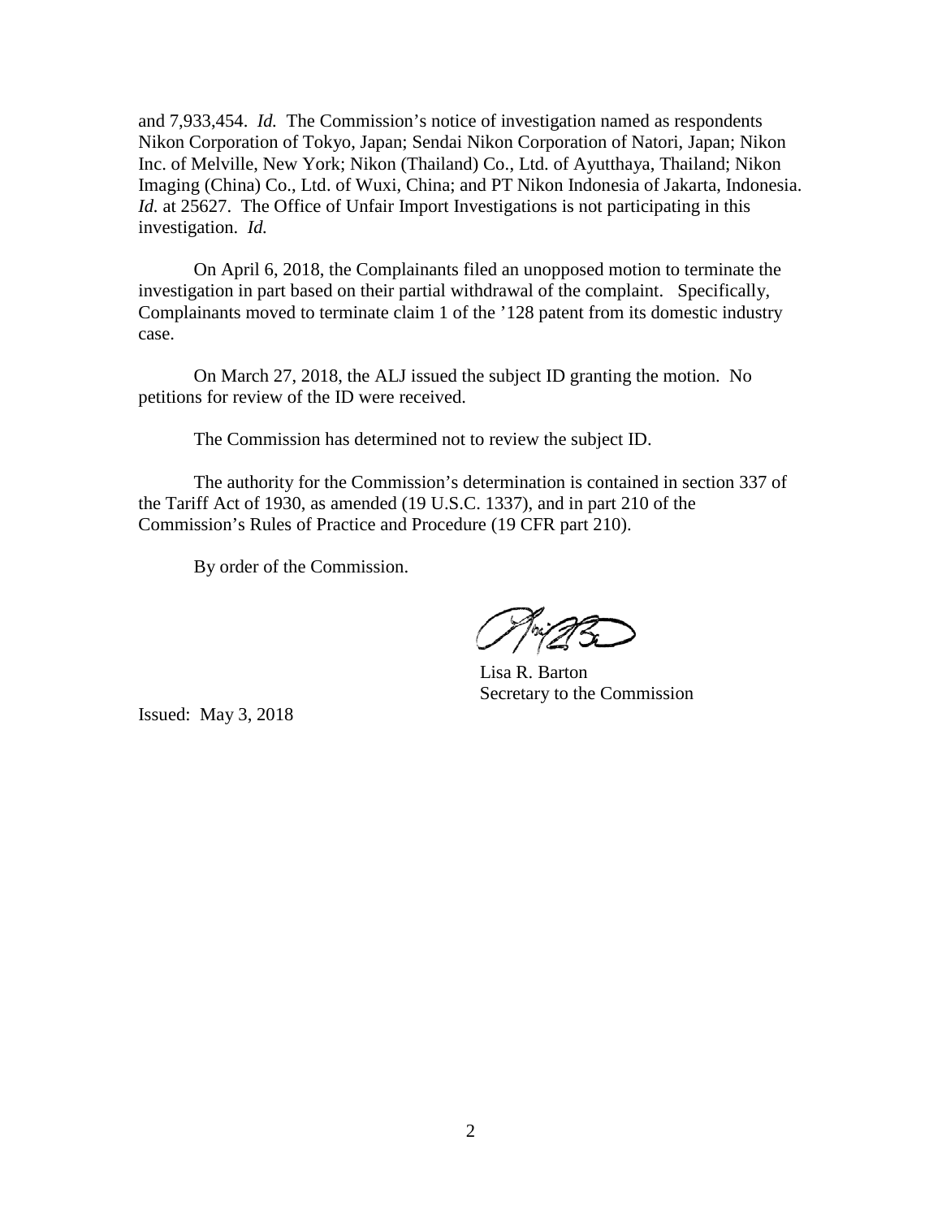and 7,933,454. *Id.* The Commission's notice of investigation named as respondents Nikon Corporation of Tokyo, Japan; Sendai Nikon Corporation of Natori, Japan; Nikon Inc. of Melville, New York; Nikon (Thailand) Co., Ltd. of Ayutthaya, Thailand; Nikon Imaging (China) Co., Ltd. of Wuxi, China; and PT Nikon Indonesia of Jakarta, Indonesia. *Id.* at 25627. The Office of Unfair Import Investigations is not participating in this investigation. *Id.*

On April 6, 2018, the Complainants filed an unopposed motion to terminate the investigation in part based on their partial withdrawal of the complaint. Specifically, Complainants moved to terminate claim 1 of the '128 patent from its domestic industry case.

On March 27, 2018, the ALJ issued the subject ID granting the motion. No petitions for review of the ID were received.

The Commission has determined not to review the subject ID.

The authority for the Commission's determination is contained in section 337 of the Tariff Act of 1930, as amended (19 U.S.C. 1337), and in part 210 of the Commission's Rules of Practice and Procedure (19 CFR part 210).

By order of the Commission.

Lisa R. Barton
Secretary to the Commission

Issued: May 3, 2018